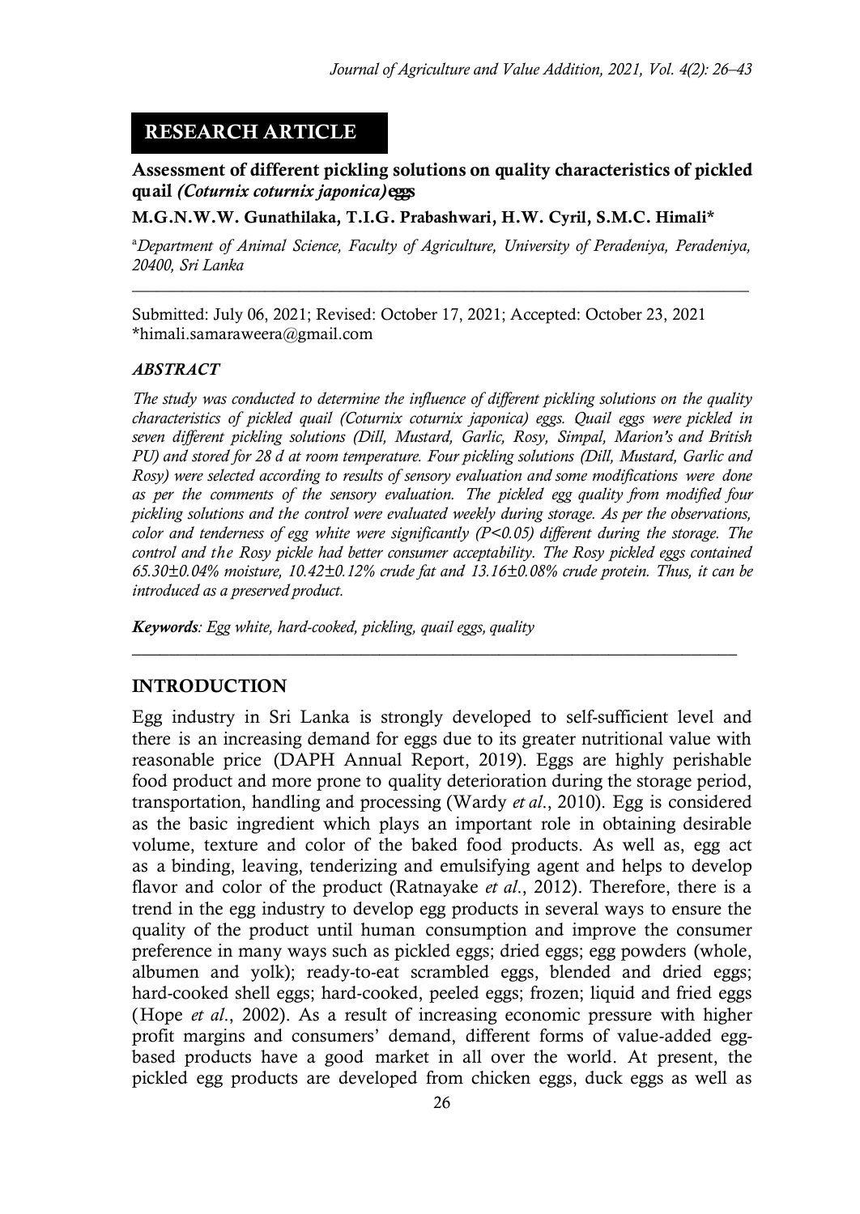RESEARCH ARTICLE

# Assessment of different pickling solutions on quality characteristics of pickled quail *(Coturnix coturnix japonica)* eggs

**M.G.N.W.W. Gunathilaka, T.I.G. Prabashwari, H.W. Cyril, S.M.C. Himali***

[a]*Department of Animal Science, Faculty of Agriculture, University of Peradeniya, Peradeniya, 20400, Sri Lanka*

Submitted: July 06, 2021; Revised: October 17, 2021; Accepted: October 23, 2021
*himali.samaraweera@gmail.com

### *ABSTRACT*

*The study was conducted to determine the influence of different pickling solutions on the quality characteristics of pickled quail (Coturnix coturnix japonica) eggs. Quail eggs were pickled in seven different pickling solutions (Dill, Mustard, Garlic, Rosy, Simpal, Marion's and British PU) and stored for 28 d at room temperature. Four pickling solutions (Dill, Mustard, Garlic and Rosy) were selected according to results of sensory evaluation and some modifications were done as per the comments of the sensory evaluation. The pickled egg quality from modified four pickling solutions and the control were evaluated weekly during storage. As per the observations, color and tenderness of egg white were significantly ($P<0.05$) different during the storage. The control and the Rosy pickle had better consumer acceptability. The Rosy pickled eggs contained 65.30±0.04% moisture, 10.42±0.12% crude fat and 13.16±0.08% crude protein. Thus, it can be introduced as a preserved product.*

***Keywords**: Egg white, hard-cooked, pickling, quail eggs, quality*

## INTRODUCTION

Egg industry in Sri Lanka is strongly developed to self-sufficient level and there is an increasing demand for eggs due to its greater nutritional value with reasonable price (DAPH Annual Report, 2019). Eggs are highly perishable food product and more prone to quality deterioration during the storage period, transportation, handling and processing (Wardy *et al*., 2010). Egg is considered as the basic ingredient which plays an important role in obtaining desirable volume, texture and color of the baked food products. As well as, egg act as a binding, leaving, tenderizing and emulsifying agent and helps to develop flavor and color of the product (Ratnayake *et al*., 2012). Therefore, there is a trend in the egg industry to develop egg products in several ways to ensure the quality of the product until human consumption and improve the consumer preference in many ways such as pickled eggs; dried eggs; egg powders (whole, albumen and yolk); ready-to-eat scrambled eggs, blended and dried eggs; hard-cooked shell eggs; hard-cooked, peeled eggs; frozen; liquid and fried eggs (Hope *et al*., 2002). As a result of increasing economic pressure with higher profit margins and consumers' demand, different forms of value-added egg-based products have a good market in all over the world. At present, the pickled egg products are developed from chicken eggs, duck eggs as well as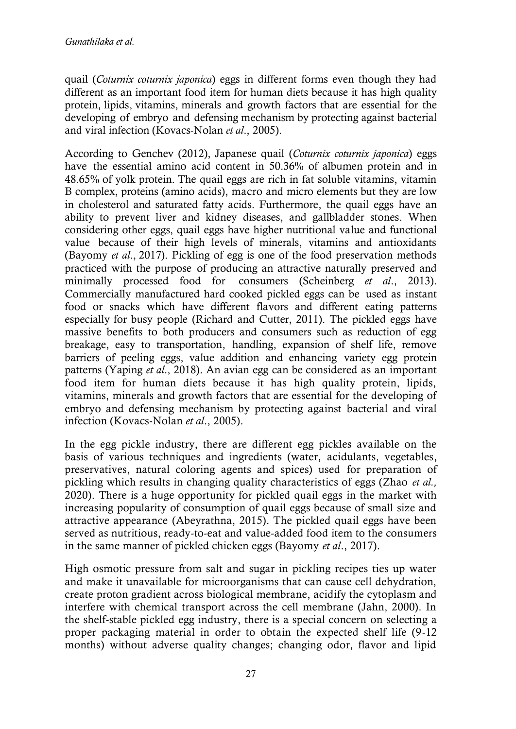quail (*Coturnix coturnix japonica*) eggs in different forms even though they had different as an important food item for human diets because it has high quality protein, lipids, vitamins, minerals and growth factors that are essential for the developing of embryo and defensing mechanism by protecting against bacterial and viral infection (Kovacs-Nolan *et al*., 2005).

According to Genchev (2012), Japanese quail (*Coturnix coturnix japonica*) eggs have the essential amino acid content in 50.36% of albumen protein and in 48.65% of yolk protein. The quail eggs are rich in fat soluble vitamins, vitamin B complex, proteins (amino acids), macro and micro elements but they are low in cholesterol and saturated fatty acids. Furthermore, the quail eggs have an ability to prevent liver and kidney diseases, and gallbladder stones. When considering other eggs, quail eggs have higher nutritional value and functional value because of their high levels of minerals, vitamins and antioxidants (Bayomy *et al*., 2017). Pickling of egg is one of the food preservation methods practiced with the purpose of producing an attractive naturally preserved and minimally processed food for consumers (Scheinberg *et al*., 2013). Commercially manufactured hard cooked pickled eggs can be used as instant food or snacks which have different flavors and different eating patterns especially for busy people (Richard and Cutter, 2011). The pickled eggs have massive benefits to both producers and consumers such as reduction of egg breakage, easy to transportation, handling, expansion of shelf life, remove barriers of peeling eggs, value addition and enhancing variety egg protein patterns (Yaping *et al*., 2018). An avian egg can be considered as an important food item for human diets because it has high quality protein, lipids, vitamins, minerals and growth factors that are essential for the developing of embryo and defensing mechanism by protecting against bacterial and viral infection (Kovacs-Nolan *et al*., 2005).

In the egg pickle industry, there are different egg pickles available on the basis of various techniques and ingredients (water, acidulants, vegetables, preservatives, natural coloring agents and spices) used for preparation of pickling which results in changing quality characteristics of eggs (Zhao *et al.,* 2020). There is a huge opportunity for pickled quail eggs in the market with increasing popularity of consumption of quail eggs because of small size and attractive appearance (Abeyrathna, 2015). The pickled quail eggs have been served as nutritious, ready-to-eat and value-added food item to the consumers in the same manner of pickled chicken eggs (Bayomy *et al*., 2017).

High osmotic pressure from salt and sugar in pickling recipes ties up water and make it unavailable for microorganisms that can cause cell dehydration, create proton gradient across biological membrane, acidify the cytoplasm and interfere with chemical transport across the cell membrane (Jahn, 2000). In the shelf-stable pickled egg industry, there is a special concern on selecting a proper packaging material in order to obtain the expected shelf life (9-12 months) without adverse quality changes; changing odor, flavor and lipid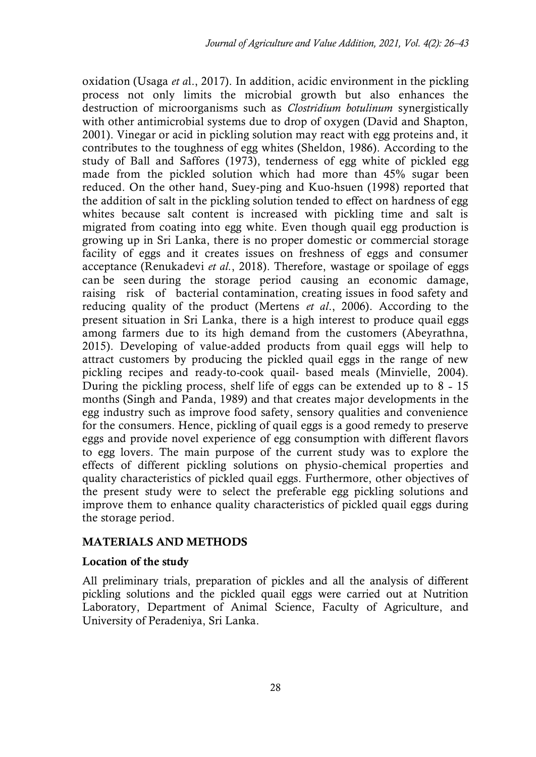oxidation (Usaga *et a*l., 2017). In addition, acidic environment in the pickling process not only limits the microbial growth but also enhances the destruction of microorganisms such as *Clostridium botulinum* synergistically with other antimicrobial systems due to drop of oxygen (David and Shapton, 2001). Vinegar or acid in pickling solution may react with egg proteins and, it contributes to the toughness of egg whites (Sheldon, 1986). According to the study of Ball and Saffores (1973), tenderness of egg white of pickled egg made from the pickled solution which had more than 45% sugar been reduced. On the other hand, Suey-ping and Kuo-hsuen (1998) reported that the addition of salt in the pickling solution tended to effect on hardness of egg whites because salt content is increased with pickling time and salt is migrated from coating into egg white. Even though quail egg production is growing up in Sri Lanka, there is no proper domestic or commercial storage facility of eggs and it creates issues on freshness of eggs and consumer acceptance (Renukadevi *et al.*, 2018). Therefore, wastage or spoilage of eggs can be seen during the storage period causing an economic damage, raising risk of bacterial contamination, creating issues in food safety and reducing quality of the product (Mertens *et al*., 2006). According to the present situation in Sri Lanka, there is a high interest to produce quail eggs among farmers due to its high demand from the customers (Abeyrathna, 2015). Developing of value-added products from quail eggs will help to attract customers by producing the pickled quail eggs in the range of new pickling recipes and ready-to-cook quail- based meals (Minvielle, 2004). During the pickling process, shelf life of eggs can be extended up to 8 - 15 months (Singh and Panda, 1989) and that creates major developments in the egg industry such as improve food safety, sensory qualities and convenience for the consumers. Hence, pickling of quail eggs is a good remedy to preserve eggs and provide novel experience of egg consumption with different flavors to egg lovers. The main purpose of the current study was to explore the effects of different pickling solutions on physio-chemical properties and quality characteristics of pickled quail eggs. Furthermore, other objectives of the present study were to select the preferable egg pickling solutions and improve them to enhance quality characteristics of pickled quail eggs during the storage period.

## MATERIALS AND METHODS

### Location of the study

All preliminary trials, preparation of pickles and all the analysis of different pickling solutions and the pickled quail eggs were carried out at Nutrition Laboratory, Department of Animal Science, Faculty of Agriculture, and University of Peradeniya, Sri Lanka.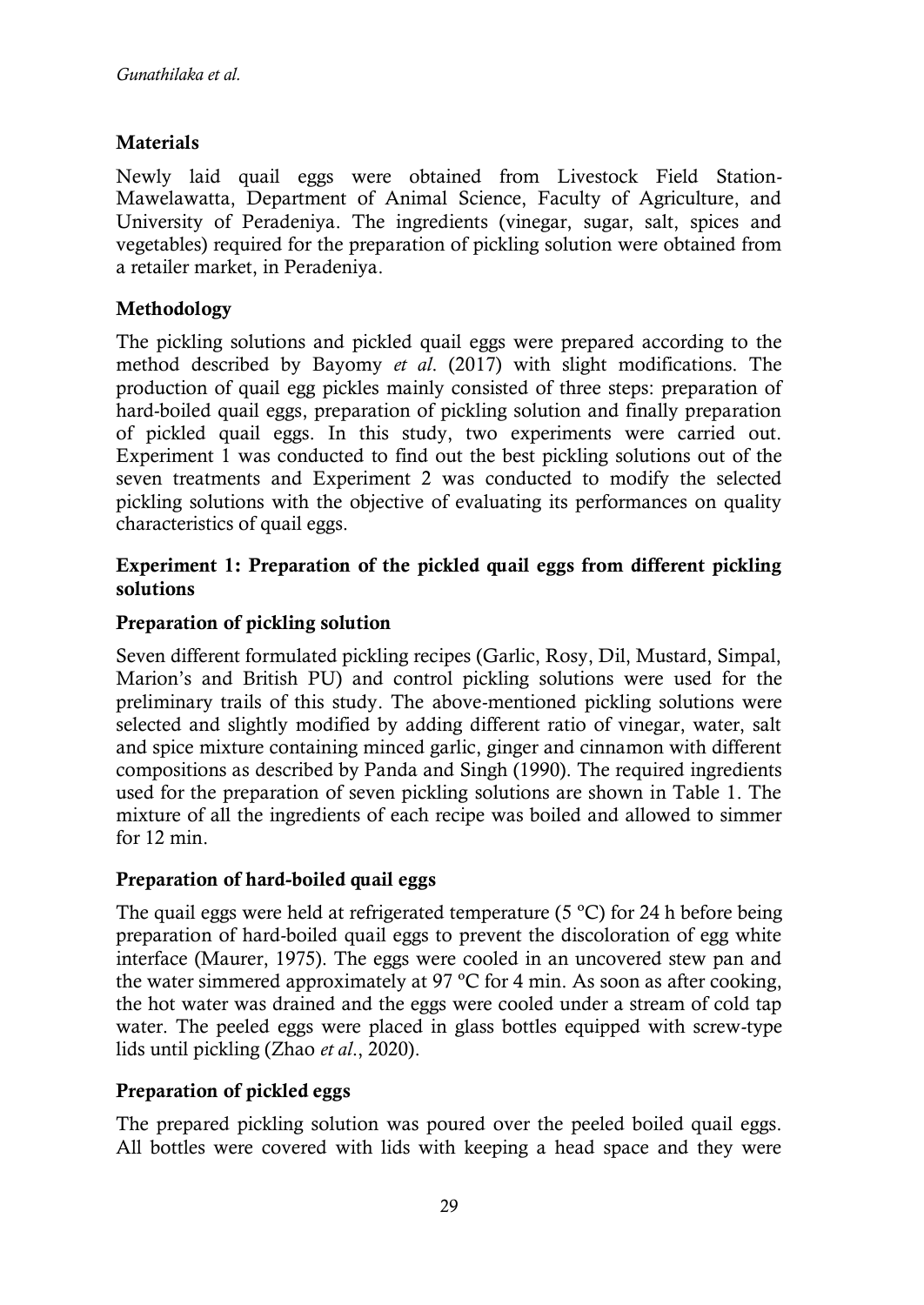## Materials

Newly laid quail eggs were obtained from Livestock Field Station-Mawelawatta, Department of Animal Science, Faculty of Agriculture, and University of Peradeniya. The ingredients (vinegar, sugar, salt, spices and vegetables) required for the preparation of pickling solution were obtained from a retailer market, in Peradeniya.

## Methodology

The pickling solutions and pickled quail eggs were prepared according to the method described by Bayomy *et al*. (2017) with slight modifications. The production of quail egg pickles mainly consisted of three steps: preparation of hard-boiled quail eggs, preparation of pickling solution and finally preparation of pickled quail eggs. In this study, two experiments were carried out. Experiment 1 was conducted to find out the best pickling solutions out of the seven treatments and Experiment 2 was conducted to modify the selected pickling solutions with the objective of evaluating its performances on quality characteristics of quail eggs.

### Experiment 1: Preparation of the pickled quail eggs from different pickling solutions

#### Preparation of pickling solution

Seven different formulated pickling recipes (Garlic, Rosy, Dil, Mustard, Simpal, Marion's and British PU) and control pickling solutions were used for the preliminary trails of this study. The above-mentioned pickling solutions were selected and slightly modified by adding different ratio of vinegar, water, salt and spice mixture containing minced garlic, ginger and cinnamon with different compositions as described by Panda and Singh (1990). The required ingredients used for the preparation of seven pickling solutions are shown in Table 1. The mixture of all the ingredients of each recipe was boiled and allowed to simmer for 12 min.

#### Preparation of hard-boiled quail eggs

The quail eggs were held at refrigerated temperature (5 ºC) for 24 h before being preparation of hard-boiled quail eggs to prevent the discoloration of egg white interface (Maurer, 1975). The eggs were cooled in an uncovered stew pan and the water simmered approximately at 97 ºC for 4 min. As soon as after cooking, the hot water was drained and the eggs were cooled under a stream of cold tap water. The peeled eggs were placed in glass bottles equipped with screw-type lids until pickling (Zhao *et al*., 2020).

#### Preparation of pickled eggs

The prepared pickling solution was poured over the peeled boiled quail eggs. All bottles were covered with lids with keeping a head space and they were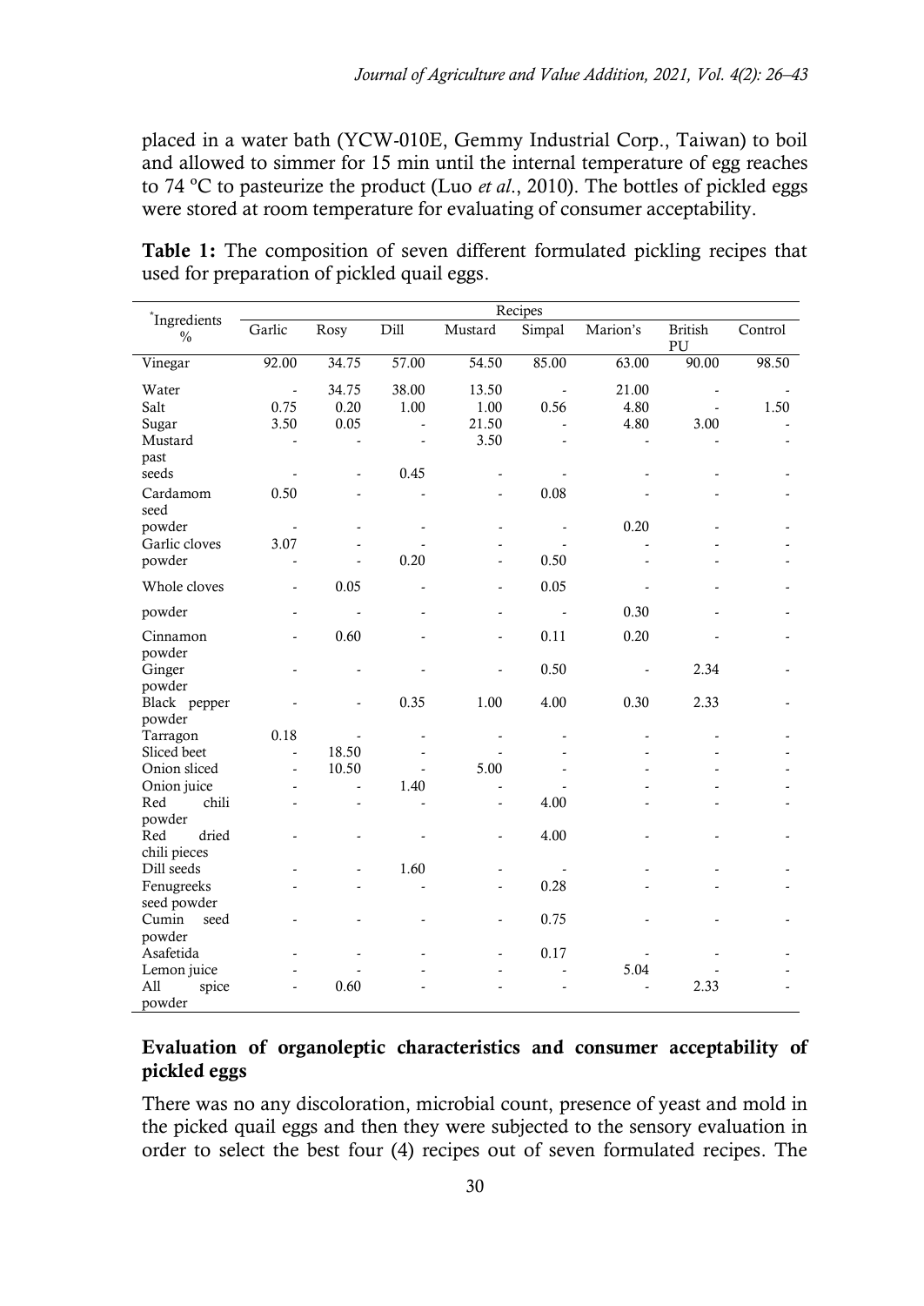placed in a water bath (YCW-010E, Gemmy Industrial Corp., Taiwan) to boil and allowed to simmer for 15 min until the internal temperature of egg reaches to 74 ºC to pasteurize the product (Luo *et al*., 2010). The bottles of pickled eggs were stored at room temperature for evaluating of consumer acceptability.

**Table 1:** The composition of seven different formulated pickling recipes that used for preparation of pickled quail eggs.

| *Ingredients % | Recipes | | | | | | | |
|---|---|---|---|---|---|---|---|---|
| | Garlic | Rosy | Dill | Mustard | Simpal | Marion's | British PU | Control |
| Vinegar | 92.00 | 34.75 | 57.00 | 54.50 | 85.00 | 63.00 | 90.00 | 98.50 |
| Water | - | 34.75 | 38.00 | 13.50 | - | 21.00 | - | - |
| Salt | 0.75 | 0.20 | 1.00 | 1.00 | 0.56 | 4.80 | - | 1.50 |
| Sugar | 3.50 | 0.05 | - | 21.50 | - | 4.80 | 3.00 | - |
| Mustard past | - | - | - | 3.50 | - | - | - | - |
| seeds | - | - | 0.45 | - | - | - | - | - |
| Cardamom seed | 0.50 | - | - | - | 0.08 | - | - | - |
| powder | - | - | - | - | - | 0.20 | - | - |
| Garlic cloves | 3.07 | - | - | - | - | - | - | - |
| powder | - | - | 0.20 | - | 0.50 | - | - | - |
| Whole cloves | - | 0.05 | - | - | 0.05 | - | - | - |
| powder | - | - | - | - | - | 0.30 | - | - |
| Cinnamon powder | - | 0.60 | - | - | 0.11 | 0.20 | - | - |
| Ginger powder | - | - | - | - | 0.50 | - | 2.34 | - |
| Black pepper powder | - | - | 0.35 | 1.00 | 4.00 | 0.30 | 2.33 | - |
| Tarragon | 0.18 | - | - | - | - | - | - | - |
| Sliced beet | - | 18.50 | - | - | - | - | - | - |
| Onion sliced | - | 10.50 | - | 5.00 | - | - | - | - |
| Onion juice | - | - | 1.40 | - | - | - | - | - |
| Red chili powder | - | - | - | - | 4.00 | - | - | - |
| Red dried chili pieces | - | - | - | - | 4.00 | - | - | - |
| Dill seeds | - | - | 1.60 | - | - | - | - | - |
| Fenugreeks seed powder | - | - | - | - | 0.28 | - | - | - |
| Cumin seed powder | - | - | - | - | 0.75 | - | - | - |
| Asafetida | - | - | - | - | 0.17 | - | - | - |
| Lemon juice | - | - | - | - | - | 5.04 | - | - |
| All spice powder | - | 0.60 | - | - | - | - | 2.33 | - |

## Evaluation of organoleptic characteristics and consumer acceptability of pickled eggs

There was no any discoloration, microbial count, presence of yeast and mold in the picked quail eggs and then they were subjected to the sensory evaluation in order to select the best four (4) recipes out of seven formulated recipes. The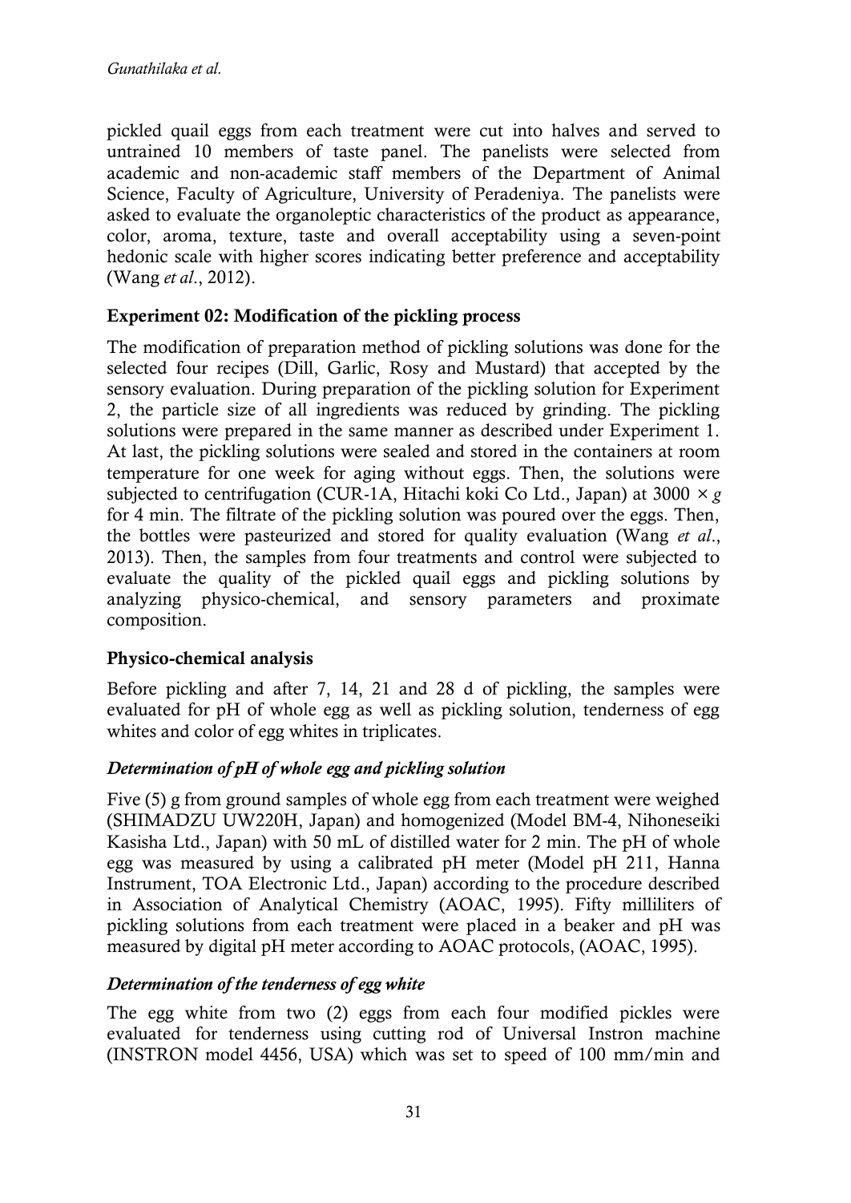pickled quail eggs from each treatment were cut into halves and served to untrained 10 members of taste panel. The panelists were selected from academic and non-academic staff members of the Department of Animal Science, Faculty of Agriculture, University of Peradeniya. The panelists were asked to evaluate the organoleptic characteristics of the product as appearance, color, aroma, texture, taste and overall acceptability using a seven-point hedonic scale with higher scores indicating better preference and acceptability (Wang *et al*., 2012).

### Experiment 02: Modification of the pickling process

The modification of preparation method of pickling solutions was done for the selected four recipes (Dill, Garlic, Rosy and Mustard) that accepted by the sensory evaluation. During preparation of the pickling solution for Experiment 2, the particle size of all ingredients was reduced by grinding. The pickling solutions were prepared in the same manner as described under Experiment 1. At last, the pickling solutions were sealed and stored in the containers at room temperature for one week for aging without eggs. Then, the solutions were subjected to centrifugation (CUR-1A, Hitachi koki Co Ltd., Japan) at 3000 × *g* for 4 min. The filtrate of the pickling solution was poured over the eggs. Then, the bottles were pasteurized and stored for quality evaluation (Wang *et al*., 2013). Then, the samples from four treatments and control were subjected to evaluate the quality of the pickled quail eggs and pickling solutions by analyzing physico-chemical, and sensory parameters and proximate composition.

### Physico-chemical analysis

Before pickling and after 7, 14, 21 and 28 d of pickling, the samples were evaluated for pH of whole egg as well as pickling solution, tenderness of egg whites and color of egg whites in triplicates.

#### *Determination of pH of whole egg and pickling solution*

Five (5) g from ground samples of whole egg from each treatment were weighed (SHIMADZU UW220H, Japan) and homogenized (Model BM-4, Nihoneseiki Kasisha Ltd., Japan) with 50 mL of distilled water for 2 min. The pH of whole egg was measured by using a calibrated pH meter (Model pH 211, Hanna Instrument, TOA Electronic Ltd., Japan) according to the procedure described in Association of Analytical Chemistry (AOAC, 1995). Fifty milliliters of pickling solutions from each treatment were placed in a beaker and pH was measured by digital pH meter according to AOAC protocols, (AOAC, 1995).

#### *Determination of the tenderness of egg white*

The egg white from two (2) eggs from each four modified pickles were evaluated for tenderness using cutting rod of Universal Instron machine (INSTRON model 4456, USA) which was set to speed of 100 mm/min and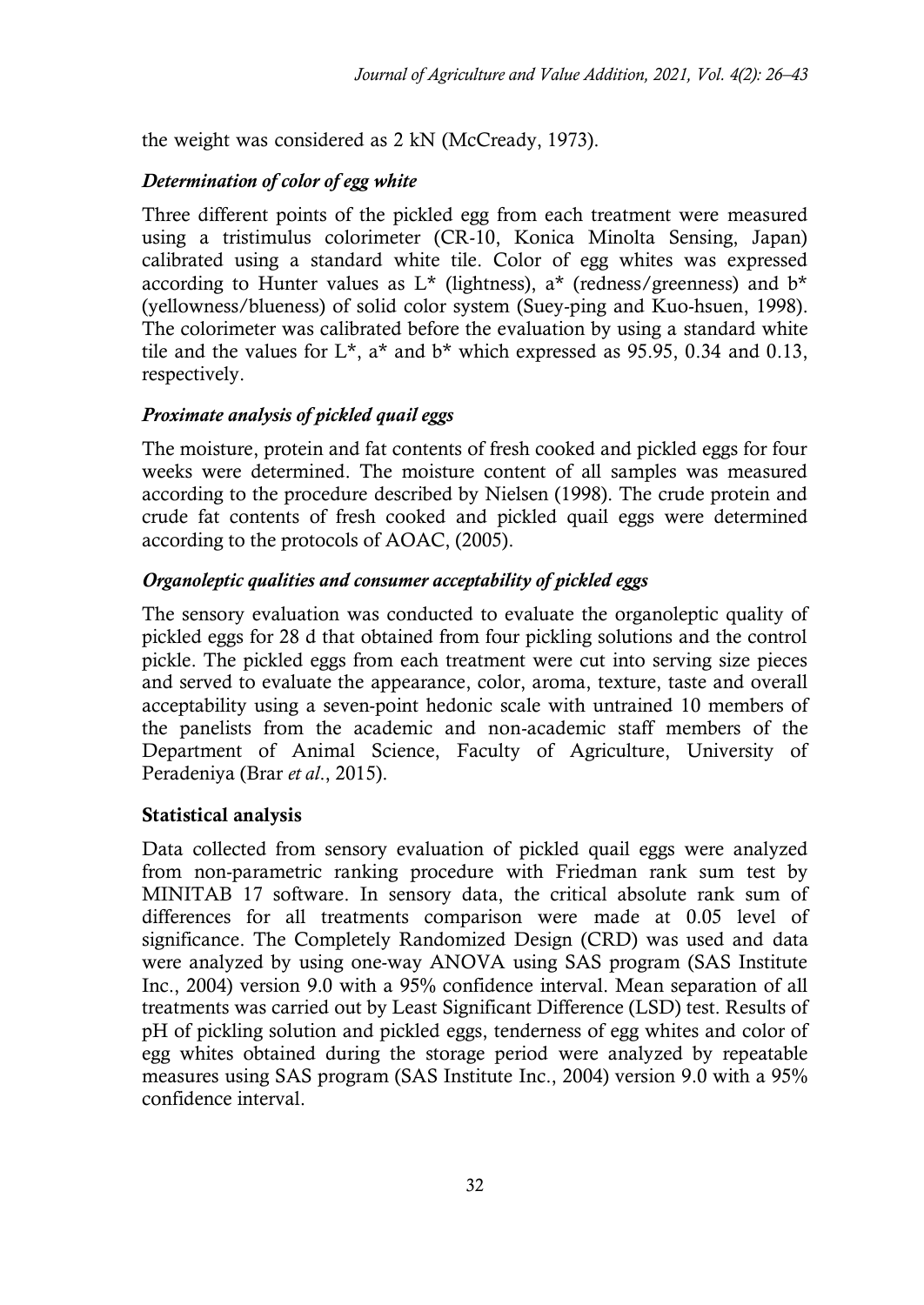the weight was considered as 2 kN (McCready, 1973).

### *Determination of color of egg white*

Three different points of the pickled egg from each treatment were measured using a tristimulus colorimeter (CR-10, Konica Minolta Sensing, Japan) calibrated using a standard white tile. Color of egg whites was expressed according to Hunter values as $L^*$ (lightness), $a^*$ (redness/greenness) and $b^*$ (yellowness/blueness) of solid color system (Suey-ping and Kuo-hsuen, 1998). The colorimeter was calibrated before the evaluation by using a standard white tile and the values for $L^*$, $a^*$ and $b^*$ which expressed as 95.95, 0.34 and 0.13, respectively.

### *Proximate analysis of pickled quail eggs*

The moisture, protein and fat contents of fresh cooked and pickled eggs for four weeks were determined. The moisture content of all samples was measured according to the procedure described by Nielsen (1998). The crude protein and crude fat contents of fresh cooked and pickled quail eggs were determined according to the protocols of AOAC, (2005).

### *Organoleptic qualities and consumer acceptability of pickled eggs*

The sensory evaluation was conducted to evaluate the organoleptic quality of pickled eggs for 28 d that obtained from four pickling solutions and the control pickle. The pickled eggs from each treatment were cut into serving size pieces and served to evaluate the appearance, color, aroma, texture, taste and overall acceptability using a seven-point hedonic scale with untrained 10 members of the panelists from the academic and non-academic staff members of the Department of Animal Science, Faculty of Agriculture, University of Peradeniya (Brar *et al*., 2015).

## **Statistical analysis**

Data collected from sensory evaluation of pickled quail eggs were analyzed from non-parametric ranking procedure with Friedman rank sum test by MINITAB 17 software. In sensory data, the critical absolute rank sum of differences for all treatments comparison were made at 0.05 level of significance. The Completely Randomized Design (CRD) was used and data were analyzed by using one-way ANOVA using SAS program (SAS Institute Inc., 2004) version 9.0 with a 95% confidence interval. Mean separation of all treatments was carried out by Least Significant Difference (LSD) test. Results of pH of pickling solution and pickled eggs, tenderness of egg whites and color of egg whites obtained during the storage period were analyzed by repeatable measures using SAS program (SAS Institute Inc., 2004) version 9.0 with a 95% confidence interval.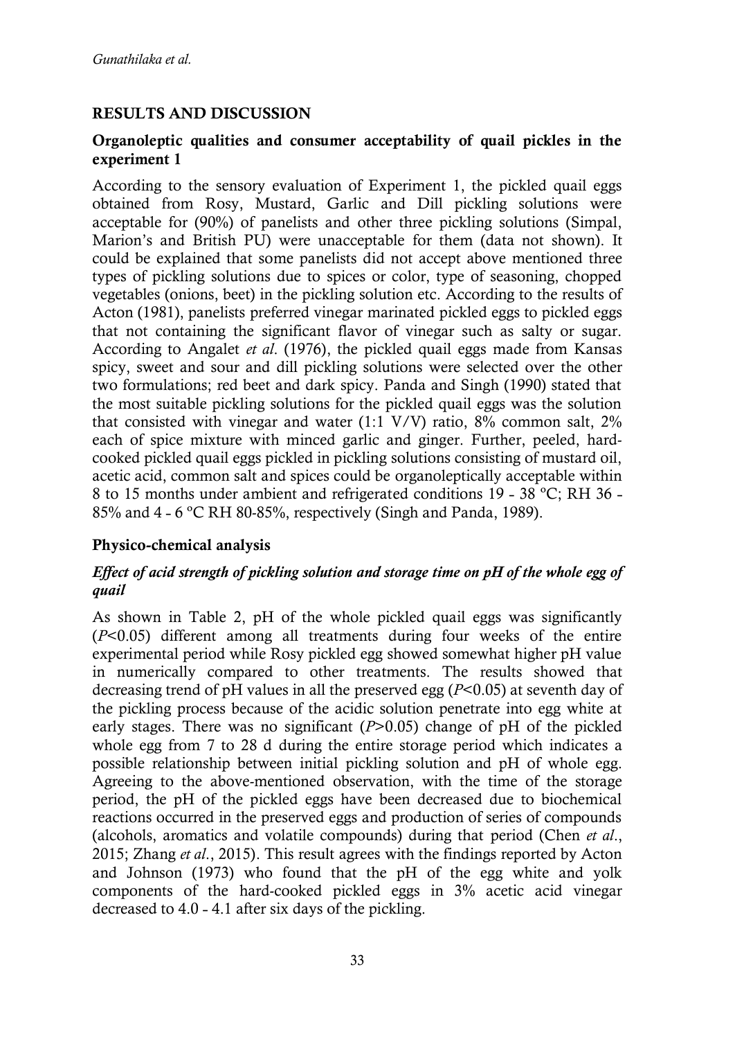## RESULTS AND DISCUSSION

### Organoleptic qualities and consumer acceptability of quail pickles in the experiment 1

According to the sensory evaluation of Experiment 1, the pickled quail eggs obtained from Rosy, Mustard, Garlic and Dill pickling solutions were acceptable for (90%) of panelists and other three pickling solutions (Simpal, Marion's and British PU) were unacceptable for them (data not shown). It could be explained that some panelists did not accept above mentioned three types of pickling solutions due to spices or color, type of seasoning, chopped vegetables (onions, beet) in the pickling solution etc. According to the results of Acton (1981), panelists preferred vinegar marinated pickled eggs to pickled eggs that not containing the significant flavor of vinegar such as salty or sugar. According to Angalet *et al*. (1976), the pickled quail eggs made from Kansas spicy, sweet and sour and dill pickling solutions were selected over the other two formulations; red beet and dark spicy. Panda and Singh (1990) stated that the most suitable pickling solutions for the pickled quail eggs was the solution that consisted with vinegar and water (1:1 V/V) ratio, 8% common salt, 2% each of spice mixture with minced garlic and ginger. Further, peeled, hard-cooked pickled quail eggs pickled in pickling solutions consisting of mustard oil, acetic acid, common salt and spices could be organoleptically acceptable within 8 to 15 months under ambient and refrigerated conditions 19 - 38 ºC; RH 36 - 85% and 4 - 6 ºC RH 80-85%, respectively (Singh and Panda, 1989).

### Physico-chemical analysis

#### *Effect of acid strength of pickling solution and storage time on pH of the whole egg of quail*

As shown in Table 2, pH of the whole pickled quail eggs was significantly ($P<0.05$) different among all treatments during four weeks of the entire experimental period while Rosy pickled egg showed somewhat higher pH value in numerically compared to other treatments. The results showed that decreasing trend of pH values in all the preserved egg ($P<0.05$) at seventh day of the pickling process because of the acidic solution penetrate into egg white at early stages. There was no significant ($P>0.05$) change of pH of the pickled whole egg from 7 to 28 d during the entire storage period which indicates a possible relationship between initial pickling solution and pH of whole egg. Agreeing to the above-mentioned observation, with the time of the storage period, the pH of the pickled eggs have been decreased due to biochemical reactions occurred in the preserved eggs and production of series of compounds (alcohols, aromatics and volatile compounds) during that period (Chen *et al*., 2015; Zhang *et al*., 2015). This result agrees with the findings reported by Acton and Johnson (1973) who found that the pH of the egg white and yolk components of the hard-cooked pickled eggs in 3% acetic acid vinegar decreased to 4.0 - 4.1 after six days of the pickling.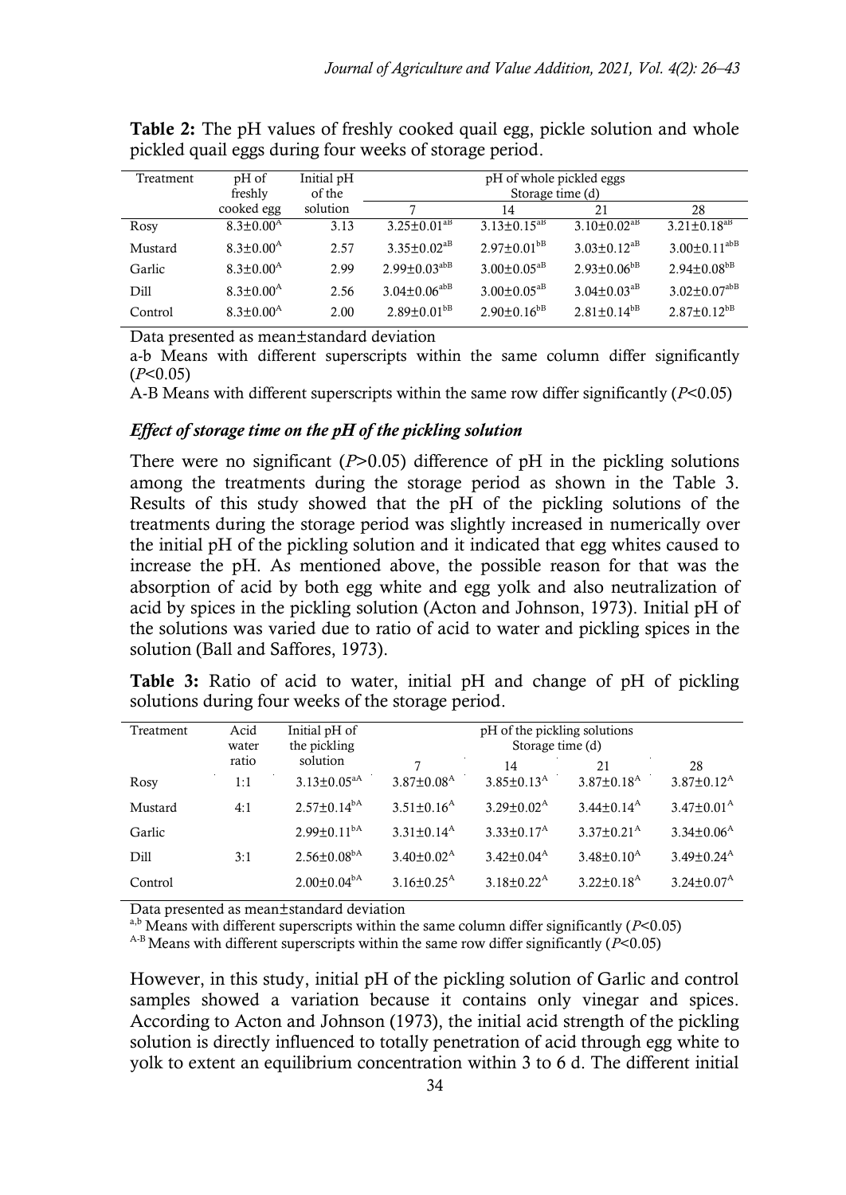**Table 2:** The pH values of freshly cooked quail egg, pickle solution and whole pickled quail eggs during four weeks of storage period.

| Treatment | pH of freshly cooked egg | Initial pH of the solution | pH of whole pickled eggs Storage time (d) | | | |
|---|---|---|---|---|---|---|
| | | | 7 | 14 | 21 | 28 |
| Rosy | $8.3\pm0.00^{A}$ | 3.13 | $3.25\pm0.01^{aB}$ | $3.13\pm0.15^{aB}$ | $3.10\pm0.02^{aB}$ | $3.21\pm0.18^{aB}$ |
| Mustard | $8.3\pm0.00^{A}$ | 2.57 | $3.35\pm0.02^{aB}$ | $2.97\pm0.01^{bB}$ | $3.03\pm0.12^{aB}$ | $3.00\pm0.11^{abB}$ |
| Garlic | $8.3\pm0.00^{A}$ | 2.99 | $2.99\pm0.03^{abB}$ | $3.00\pm0.05^{aB}$ | $2.93\pm0.06^{bB}$ | $2.94\pm0.08^{bB}$ |
| Dill | $8.3\pm0.00^{A}$ | 2.56 | $3.04\pm0.06^{abB}$ | $3.00\pm0.05^{aB}$ | $3.04\pm0.03^{aB}$ | $3.02\pm0.07^{abB}$ |
| Control | $8.3\pm0.00^{A}$ | 2.00 | $2.89\pm0.01^{bB}$ | $2.90\pm0.16^{bB}$ | $2.81\pm0.14^{bB}$ | $2.87\pm0.12^{bB}$ |

Data presented as mean±standard deviation

a-b Means with different superscripts within the same column differ significantly ($P$<0.05)

A-B Means with different superscripts within the same row differ significantly ($P$<0.05)

### *Effect of storage time on the pH of the pickling solution*

There were no significant ($P$>0.05) difference of pH in the pickling solutions among the treatments during the storage period as shown in the Table 3. Results of this study showed that the pH of the pickling solutions of the treatments during the storage period was slightly increased in numerically over the initial pH of the pickling solution and it indicated that egg whites caused to increase the pH. As mentioned above, the possible reason for that was the absorption of acid by both egg white and egg yolk and also neutralization of acid by spices in the pickling solution (Acton and Johnson, 1973). Initial pH of the solutions was varied due to ratio of acid to water and pickling spices in the solution (Ball and Saffores, 1973).

**Table 3:** Ratio of acid to water, initial pH and change of pH of pickling solutions during four weeks of the storage period.

| Treatment | Acid water ratio | Initial pH of the pickling solution | pH of the pickling solutions Storage time (d) | | | |
|---|---|---|---|---|---|---|
| | | | 7 | 14 | 21 | 28 |
| Rosy | 1:1 | $3.13\pm0.05^{aA}$ | $3.87\pm0.08^{A}$ | $3.85\pm0.13^{A}$ | $3.87\pm0.18^{A}$ | $3.87\pm0.12^{A}$ |
| Mustard | 4:1 | $2.57\pm0.14^{bA}$ | $3.51\pm0.16^{A}$ | $3.29\pm0.02^{A}$ | $3.44\pm0.14^{A}$ | $3.47\pm0.01^{A}$ |
| Garlic | | $2.99\pm0.11^{bA}$ | $3.31\pm0.14^{A}$ | $3.33\pm0.17^{A}$ | $3.37\pm0.21^{A}$ | $3.34\pm0.06^{A}$ |
| Dill | 3:1 | $2.56\pm0.08^{bA}$ | $3.40\pm0.02^{A}$ | $3.42\pm0.04^{A}$ | $3.48\pm0.10^{A}$ | $3.49\pm0.24^{A}$ |
| Control | | $2.00\pm0.04^{bA}$ | $3.16\pm0.25^{A}$ | $3.18\pm0.22^{A}$ | $3.22\pm0.18^{A}$ | $3.24\pm0.07^{A}$ |

Data presented as mean±standard deviation

a,b Means with different superscripts within the same column differ significantly ($P$<0.05)

A-B Means with different superscripts within the same row differ significantly ($P$<0.05)

However, in this study, initial pH of the pickling solution of Garlic and control samples showed a variation because it contains only vinegar and spices. According to Acton and Johnson (1973), the initial acid strength of the pickling solution is directly influenced to totally penetration of acid through egg white to yolk to extent an equilibrium concentration within 3 to 6 d. The different initial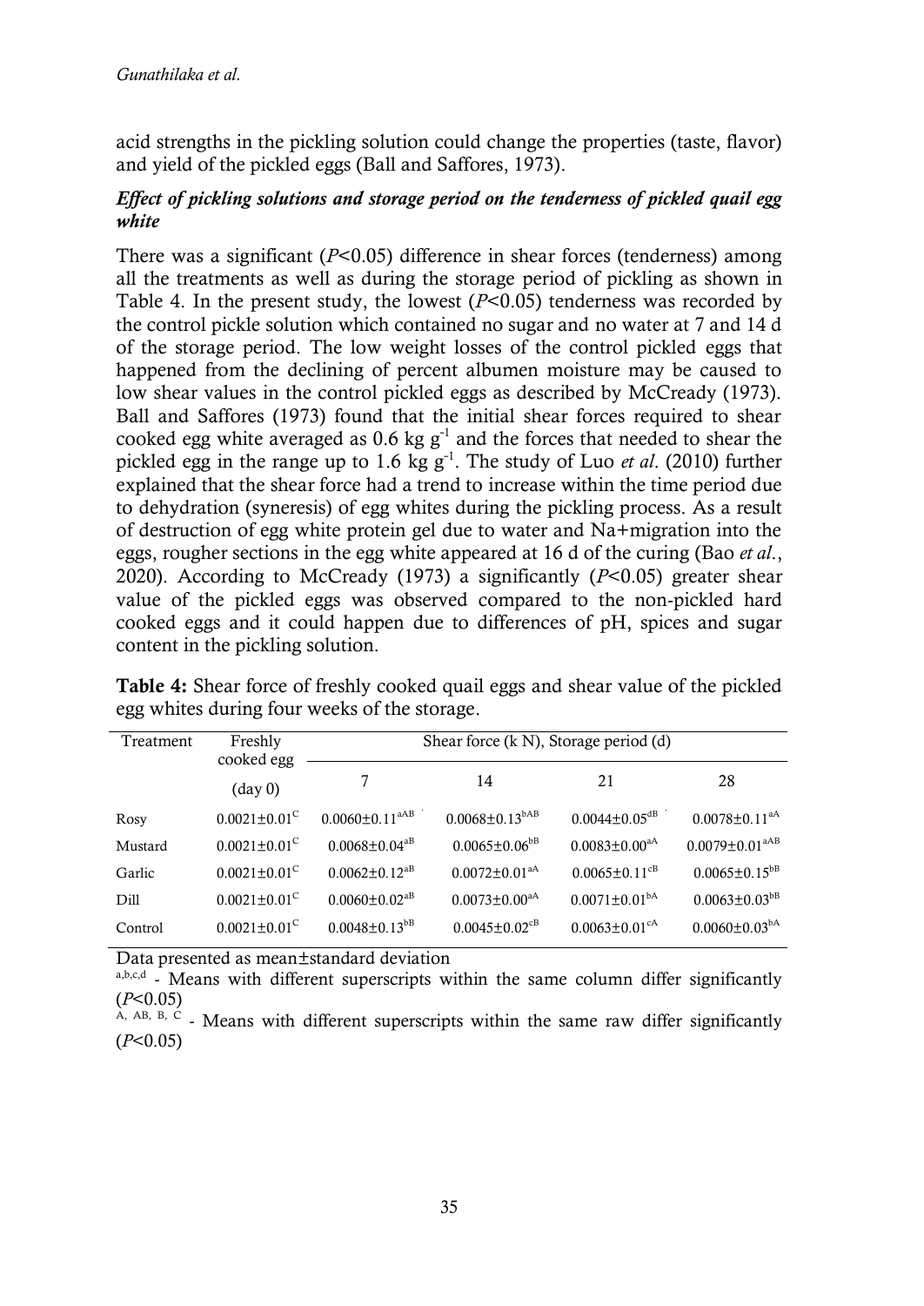acid strengths in the pickling solution could change the properties (taste, flavor) and yield of the pickled eggs (Ball and Saffores, 1973).

### *Effect of pickling solutions and storage period on the tenderness of pickled quail egg white*

There was a significant ($P<0.05$) difference in shear forces (tenderness) among all the treatments as well as during the storage period of pickling as shown in Table 4. In the present study, the lowest ($P<0.05$) tenderness was recorded by the control pickle solution which contained no sugar and no water at 7 and 14 d of the storage period. The low weight losses of the control pickled eggs that happened from the declining of percent albumen moisture may be caused to low shear values in the control pickled eggs as described by McCready (1973). Ball and Saffores (1973) found that the initial shear forces required to shear cooked egg white averaged as 0.6 kg $g^{-1}$ and the forces that needed to shear the pickled egg in the range up to 1.6 kg $g^{-1}$. The study of Luo *et al*. (2010) further explained that the shear force had a trend to increase within the time period due to dehydration (syneresis) of egg whites during the pickling process. As a result of destruction of egg white protein gel due to water and Na+migration into the eggs, rougher sections in the egg white appeared at 16 d of the curing (Bao *et al*., 2020). According to McCready (1973) a significantly ($P<0.05$) greater shear value of the pickled eggs was observed compared to the non-pickled hard cooked eggs and it could happen due to differences of pH, spices and sugar content in the pickling solution.

**Table 4:** Shear force of freshly cooked quail eggs and shear value of the pickled egg whites during four weeks of the storage.

| Treatment | Freshly cooked egg | Shear force (k N), Storage period (d) | | | |
|---|---|---|---|---|---|
| | (day 0) | 7 | 14 | 21 | 28 |
| Rosy | $0.0021\pm0.01^{C}$ | $0.0060\pm0.11^{aAB}$ | $0.0068\pm0.13^{bAB}$ | $0.0044\pm0.05^{dB}$ | $0.0078\pm0.11^{aA}$ |
| Mustard | $0.0021\pm0.01^{C}$ | $0.0068\pm0.04^{aB}$ | $0.0065\pm0.06^{bB}$ | $0.0083\pm0.00^{aA}$ | $0.0079\pm0.01^{aAB}$ |
| Garlic | $0.0021\pm0.01^{C}$ | $0.0062\pm0.12^{aB}$ | $0.0072\pm0.01^{aA}$ | $0.0065\pm0.11^{cB}$ | $0.0065\pm0.15^{bB}$ |
| Dill | $0.0021\pm0.01^{C}$ | $0.0060\pm0.02^{aB}$ | $0.0073\pm0.00^{aA}$ | $0.0071\pm0.01^{bA}$ | $0.0063\pm0.03^{bB}$ |
| Control | $0.0021\pm0.01^{C}$ | $0.0048\pm0.13^{bB}$ | $0.0045\pm0.02^{cB}$ | $0.0063\pm0.01^{cA}$ | $0.0060\pm0.03^{bA}$ |

Data presented as mean±standard deviation

a,b,c,d - Means with different superscripts within the same column differ significantly ($P<0.05$)

A, AB, B, C - Means with different superscripts within the same raw differ significantly ($P<0.05$)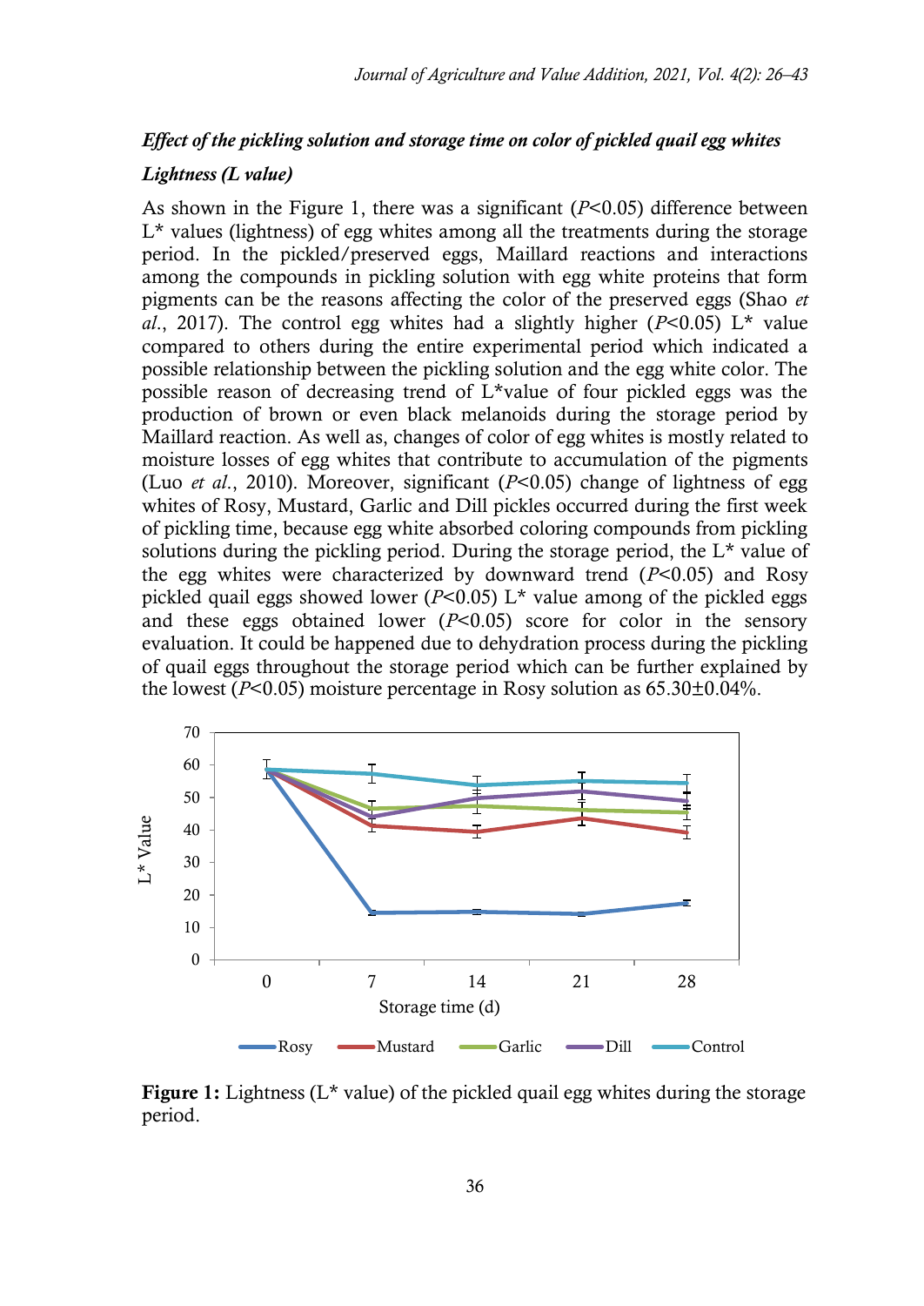### *Effect of the pickling solution and storage time on color of pickled quail egg whites*

#### *Lightness (L value)*

As shown in the Figure 1, there was a significant ($P$<0.05) difference between L* values (lightness) of egg whites among all the treatments during the storage period. In the pickled/preserved eggs, Maillard reactions and interactions among the compounds in pickling solution with egg white proteins that form pigments can be the reasons affecting the color of the preserved eggs (Shao *et al*., 2017). The control egg whites had a slightly higher ($P$<0.05) L* value compared to others during the entire experimental period which indicated a possible relationship between the pickling solution and the egg white color. The possible reason of decreasing trend of L*value of four pickled eggs was the production of brown or even black melanoids during the storage period by Maillard reaction. As well as, changes of color of egg whites is mostly related to moisture losses of egg whites that contribute to accumulation of the pigments (Luo *et al*., 2010). Moreover, significant ($P$<0.05) change of lightness of egg whites of Rosy, Mustard, Garlic and Dill pickles occurred during the first week of pickling time, because egg white absorbed coloring compounds from pickling solutions during the pickling period. During the storage period, the L* value of the egg whites were characterized by downward trend ($P$<0.05) and Rosy pickled quail eggs showed lower ($P$<0.05) L* value among of the pickled eggs and these eggs obtained lower ($P$<0.05) score for color in the sensory evaluation. It could be happened due to dehydration process during the pickling of quail eggs throughout the storage period which can be further explained by the lowest ($P$<0.05) moisture percentage in Rosy solution as 65.30±0.04%.

70
60
50
40
30
20
10
0

L* Value

0
7
14
21
28

Storage time (d)

Rosy
Mustard
Garlic
Dill
Control

**Figure 1:** Lightness (L* value) of the pickled quail egg whites during the storage period.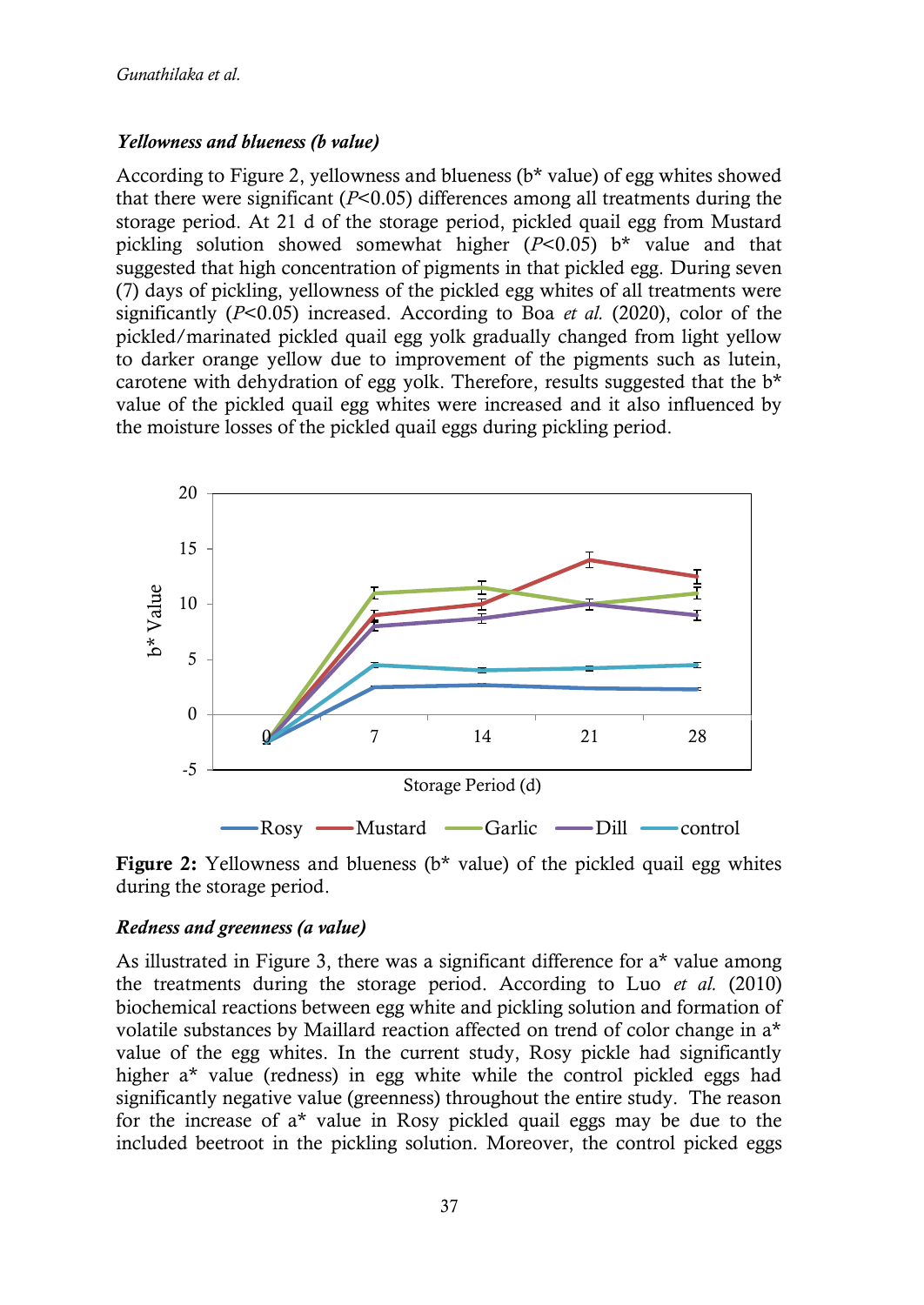### *Yellowness and blueness (b value)*

According to Figure 2, yellowness and blueness (b* value) of egg whites showed that there were significant ($P$<0.05) differences among all treatments during the storage period. At 21 d of the storage period, pickled quail egg from Mustard pickling solution showed somewhat higher ($P$<0.05) b* value and that suggested that high concentration of pigments in that pickled egg. During seven (7) days of pickling, yellowness of the pickled egg whites of all treatments were significantly ($P$<0.05) increased. According to Boa *et al.* (2020), color of the pickled/marinated pickled quail egg yolk gradually changed from light yellow to darker orange yellow due to improvement of the pigments such as lutein, carotene with dehydration of egg yolk. Therefore, results suggested that the b* value of the pickled quail egg whites were increased and it also influenced by the moisture losses of the pickled quail eggs during pickling period.

20
15
10
5
0
-5
b* Value
0
7
14
21
28
Storage Period (d)
Rosy
Mustard
Garlic
Dill
control

**Figure 2:** Yellowness and blueness (b* value) of the pickled quail egg whites during the storage period.

### *Redness and greenness (a value)*

As illustrated in Figure 3, there was a significant difference for a* value among the treatments during the storage period. According to Luo *et al.* (2010) biochemical reactions between egg white and pickling solution and formation of volatile substances by Maillard reaction affected on trend of color change in a* value of the egg whites. In the current study, Rosy pickle had significantly higher a* value (redness) in egg white while the control pickled eggs had significantly negative value (greenness) throughout the entire study. The reason for the increase of a* value in Rosy pickled quail eggs may be due to the included beetroot in the pickling solution. Moreover, the control picked eggs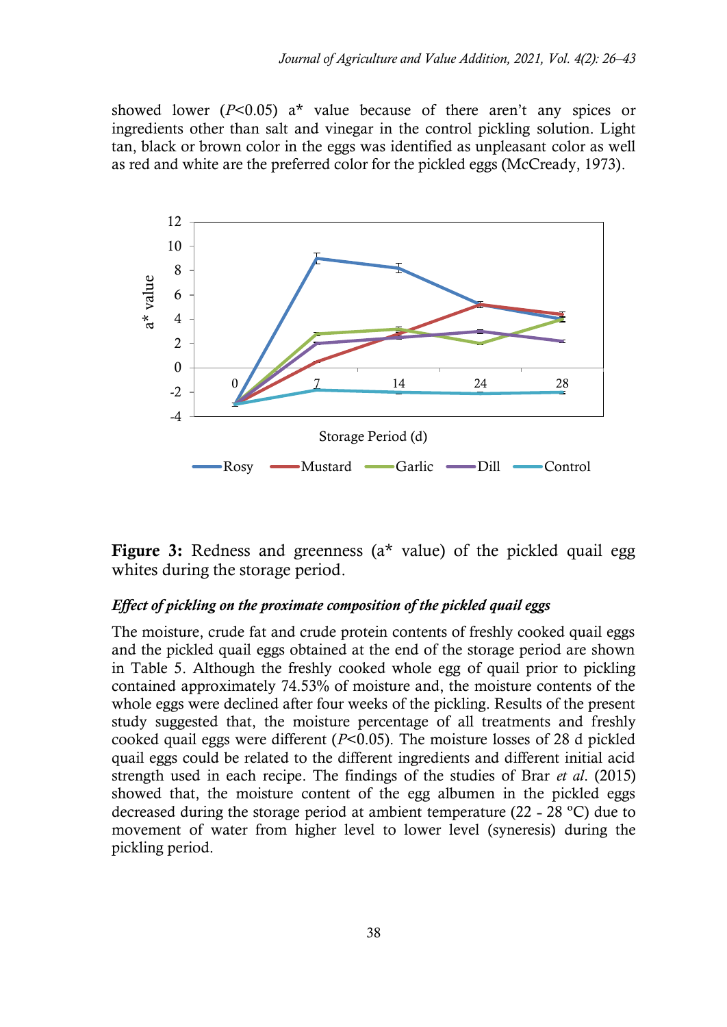showed lower ($P$<0.05) a* value because of there aren't any spices or ingredients other than salt and vinegar in the control pickling solution. Light tan, black or brown color in the eggs was identified as unpleasant color as well as red and white are the preferred color for the pickled eggs (McCready, 1973).

12
10
8
6
4
2
0
-2
-4

a* value

0
7
14
24
28

Storage Period (d)

Rosy
Mustard
Garlic
Dill
Control

**Figure 3:** Redness and greenness (a* value) of the pickled quail egg whites during the storage period.

### *Effect of pickling on the proximate composition of the pickled quail eggs*

The moisture, crude fat and crude protein contents of freshly cooked quail eggs and the pickled quail eggs obtained at the end of the storage period are shown in Table 5. Although the freshly cooked whole egg of quail prior to pickling contained approximately 74.53% of moisture and, the moisture contents of the whole eggs were declined after four weeks of the pickling. Results of the present study suggested that, the moisture percentage of all treatments and freshly cooked quail eggs were different ($P$<0.05). The moisture losses of 28 d pickled quail eggs could be related to the different ingredients and different initial acid strength used in each recipe. The findings of the studies of Brar *et al*. (2015) showed that, the moisture content of the egg albumen in the pickled eggs decreased during the storage period at ambient temperature (22 - 28 °C) due to movement of water from higher level to lower level (syneresis) during the pickling period.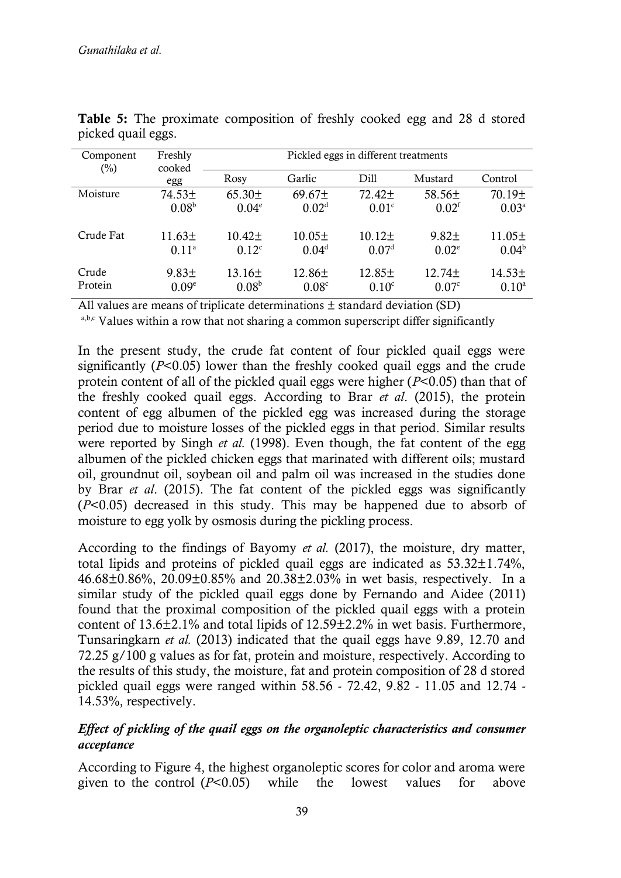**Table 5:** The proximate composition of freshly cooked egg and 28 d stored picked quail eggs.

| Component (%) | Freshly cooked egg | Pickled eggs in different treatments | | | | |
|---|---|---|---|---|---|---|
| | | Rosy | Garlic | Dill | Mustard | Control |
| Moisture | 74.53± 0.08$^{b}$ | 65.30± 0.04$^{e}$ | 69.67± 0.02$^{d}$ | 72.42± 0.01$^{c}$ | 58.56± 0.02$^{f}$ | 70.19± 0.03$^{a}$ |
| Crude Fat | 11.63± 0.11$^{a}$ | 10.42± 0.12$^{c}$ | 10.05± 0.04$^{d}$ | 10.12± 0.07$^{d}$ | 9.82± 0.02$^{e}$ | 11.05± 0.04$^{b}$ |
| Crude Protein | 9.83± 0.09$^{e}$ | 13.16± 0.08$^{b}$ | 12.86± 0.08$^{c}$ | 12.85± 0.10$^{c}$ | 12.74± 0.07$^{c}$ | 14.53± 0.10$^{a}$ |

All values are means of triplicate determinations ± standard deviation (SD)

[a,b,c] Values within a row that not sharing a common superscript differ significantly

In the present study, the crude fat content of four pickled quail eggs were significantly ($P<0.05$) lower than the freshly cooked quail eggs and the crude protein content of all of the pickled quail eggs were higher ($P<0.05$) than that of the freshly cooked quail eggs. According to Brar *et al*. (2015), the protein content of egg albumen of the pickled egg was increased during the storage period due to moisture losses of the pickled eggs in that period. Similar results were reported by Singh *et al.* (1998). Even though, the fat content of the egg albumen of the pickled chicken eggs that marinated with different oils; mustard oil, groundnut oil, soybean oil and palm oil was increased in the studies done by Brar *et al*. (2015). The fat content of the pickled eggs was significantly ($P<0.05$) decreased in this study. This may be happened due to absorb of moisture to egg yolk by osmosis during the pickling process.

According to the findings of Bayomy *et al.* (2017), the moisture, dry matter, total lipids and proteins of pickled quail eggs are indicated as 53.32±1.74%, 46.68±0.86%, 20.09±0.85% and 20.38±2.03% in wet basis, respectively. In a similar study of the pickled quail eggs done by Fernando and Aidee (2011) found that the proximal composition of the pickled quail eggs with a protein content of 13.6±2.1% and total lipids of 12.59±2.2% in wet basis. Furthermore, Tunsaringkarn *et al.* (2013) indicated that the quail eggs have 9.89, 12.70 and 72.25 g/100 g values as for fat, protein and moisture, respectively. According to the results of this study, the moisture, fat and protein composition of 28 d stored pickled quail eggs were ranged within 58.56 - 72.42, 9.82 - 11.05 and 12.74 - 14.53%, respectively.

### *Effect of pickling of the quail eggs on the organoleptic characteristics and consumer acceptance*

According to Figure 4, the highest organoleptic scores for color and aroma were given to the control ($P<0.05$) while the lowest values for above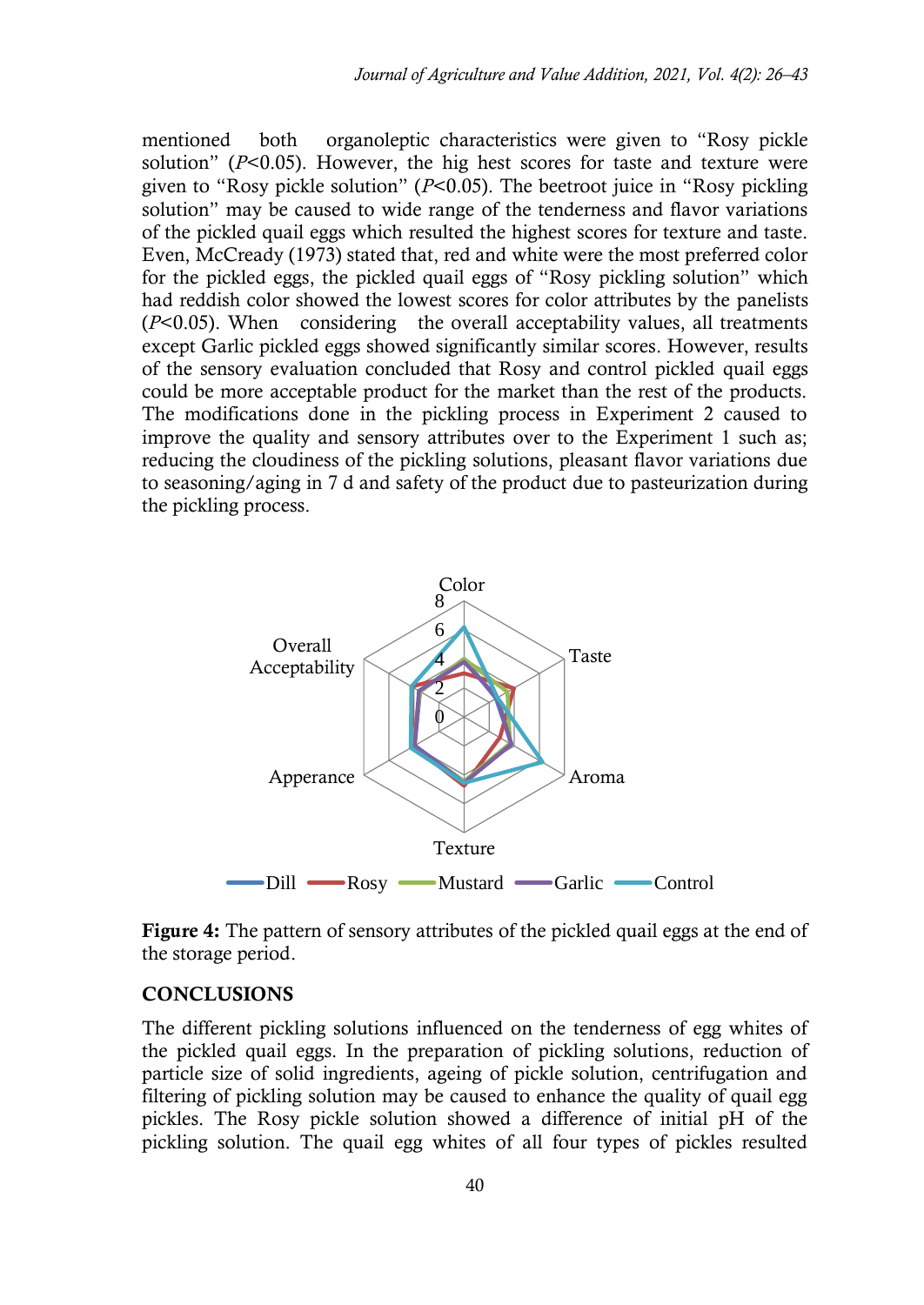mentioned both organoleptic characteristics were given to "Rosy pickle solution" ($P<0.05$). However, the hig hest scores for taste and texture were given to "Rosy pickle solution" ($P<0.05$). The beetroot juice in "Rosy pickling solution" may be caused to wide range of the tenderness and flavor variations of the pickled quail eggs which resulted the highest scores for texture and taste. Even, McCready (1973) stated that, red and white were the most preferred color for the pickled eggs, the pickled quail eggs of "Rosy pickling solution" which had reddish color showed the lowest scores for color attributes by the panelists ($P<0.05$). When considering the overall acceptability values, all treatments except Garlic pickled eggs showed significantly similar scores. However, results of the sensory evaluation concluded that Rosy and control pickled quail eggs could be more acceptable product for the market than the rest of the products. The modifications done in the pickling process in Experiment 2 caused to improve the quality and sensory attributes over to the Experiment 1 such as; reducing the cloudiness of the pickling solutions, pleasant flavor variations due to seasoning/aging in 7 d and safety of the product due to pasteurization during the pickling process.

Color
8
6
4
2
0
Taste
Aroma
Texture
Apperance
Overall
Acceptability

Dill Rosy Mustard Garlic Control

**Figure 4:** The pattern of sensory attributes of the pickled quail eggs at the end of the storage period.

## CONCLUSIONS

The different pickling solutions influenced on the tenderness of egg whites of the pickled quail eggs. In the preparation of pickling solutions, reduction of particle size of solid ingredients, ageing of pickle solution, centrifugation and filtering of pickling solution may be caused to enhance the quality of quail egg pickles. The Rosy pickle solution showed a difference of initial pH of the pickling solution. The quail egg whites of all four types of pickles resulted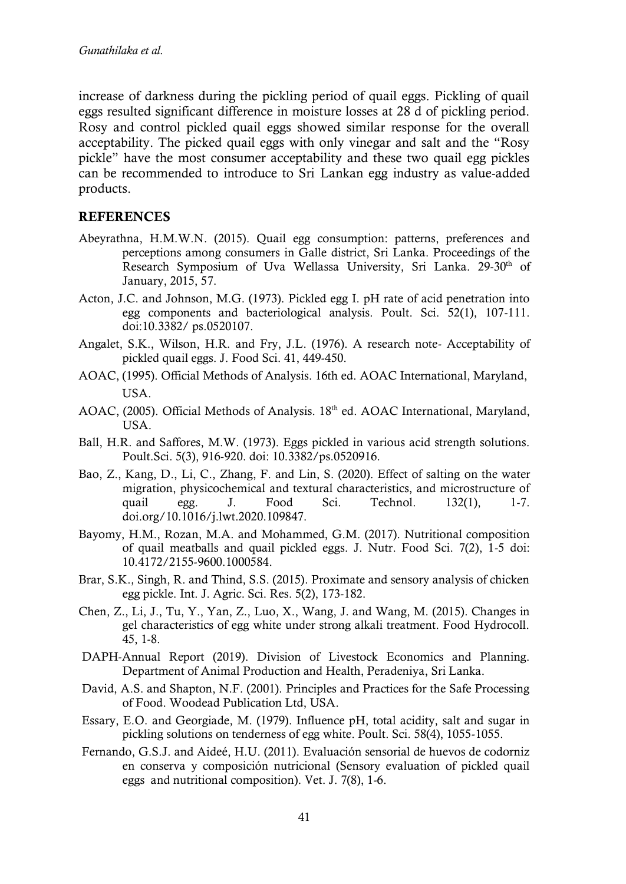increase of darkness during the pickling period of quail eggs. Pickling of quail eggs resulted significant difference in moisture losses at 28 d of pickling period. Rosy and control pickled quail eggs showed similar response for the overall acceptability. The picked quail eggs with only vinegar and salt and the "Rosy pickle" have the most consumer acceptability and these two quail egg pickles can be recommended to introduce to Sri Lankan egg industry as value-added products.

## REFERENCES

Abeyrathna, H.M.W.N. (2015). Quail egg consumption: patterns, preferences and perceptions among consumers in Galle district, Sri Lanka. Proceedings of the Research Symposium of Uva Wellassa University, Sri Lanka. 29-30th of January, 2015, 57.

Acton, J.C. and Johnson, M.G. (1973). Pickled egg I. pH rate of acid penetration into egg components and bacteriological analysis. Poult. Sci. 52(1), 107-111. doi:10.3382/ ps.0520107.

Angalet, S.K., Wilson, H.R. and Fry, J.L. (1976). A research note- Acceptability of pickled quail eggs. J. Food Sci. 41, 449-450.

AOAC, (1995). Official Methods of Analysis. 16th ed. AOAC International, Maryland, USA.

AOAC, (2005). Official Methods of Analysis. 18th ed. AOAC International, Maryland, USA.

Ball, H.R. and Saffores, M.W. (1973). Eggs pickled in various acid strength solutions. Poult.Sci. 5(3), 916-920. doi: 10.3382/ps.0520916.

Bao, Z., Kang, D., Li, C., Zhang, F. and Lin, S. (2020). Effect of salting on the water migration, physicochemical and textural characteristics, and microstructure of quail egg. J. Food Sci. Technol. 132(1), 1-7. doi.org/10.1016/j.lwt.2020.109847.

Bayomy, H.M., Rozan, M.A. and Mohammed, G.M. (2017). Nutritional composition of quail meatballs and quail pickled eggs. J. Nutr. Food Sci. 7(2), 1-5 doi: 10.4172/2155-9600.1000584.

Brar, S.K., Singh, R. and Thind, S.S. (2015). Proximate and sensory analysis of chicken egg pickle. Int. J. Agric. Sci. Res. 5(2), 173-182.

Chen, Z., Li, J., Tu, Y., Yan, Z., Luo, X., Wang, J. and Wang, M. (2015). Changes in gel characteristics of egg white under strong alkali treatment. Food Hydrocoll. 45, 1-8.

DAPH-Annual Report (2019). Division of Livestock Economics and Planning. Department of Animal Production and Health, Peradeniya, Sri Lanka.

David, A.S. and Shapton, N.F. (2001). Principles and Practices for the Safe Processing of Food. Woodead Publication Ltd, USA.

Essary, E.O. and Georgiade, M. (1979). Influence pH, total acidity, salt and sugar in pickling solutions on tenderness of egg white. Poult. Sci. 58(4), 1055-1055.

Fernando, G.S.J. and Aideé, H.U. (2011). Evaluación sensorial de huevos de codorniz en conserva y composición nutricional (Sensory evaluation of pickled quail eggs and nutritional composition). Vet. J. 7(8), 1-6.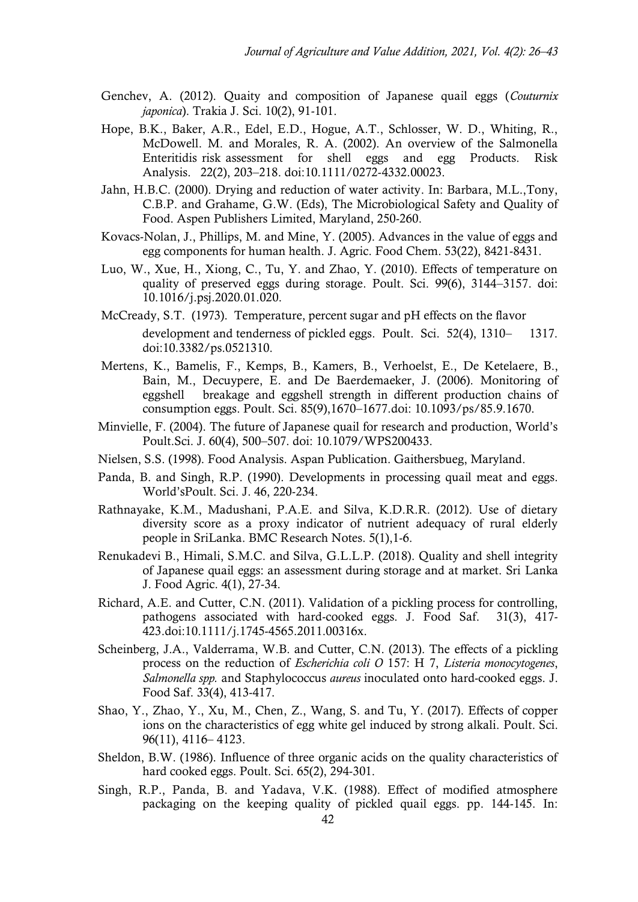Genchev, A. (2012). Quaity and composition of Japanese quail eggs (*Couturnix japonica*). Trakia J. Sci. 10(2), 91-101.

Hope, B.K., Baker, A.R., Edel, E.D., Hogue, A.T., Schlosser, W. D., Whiting, R., McDowell. M. and Morales, R. A. (2002). An overview of the Salmonella Enteritidis risk assessment for shell eggs and egg Products. Risk Analysis. 22(2), 203–218. doi:10.1111/0272-4332.00023.

Jahn, H.B.C. (2000). Drying and reduction of water activity. In: Barbara, M.L.,Tony, C.B.P. and Grahame, G.W. (Eds), The Microbiological Safety and Quality of Food. Aspen Publishers Limited, Maryland, 250-260.

Kovacs-Nolan, J., Phillips, M. and Mine, Y. (2005). Advances in the value of eggs and egg components for human health. J. Agric. Food Chem. 53(22), 8421-8431.

Luo, W., Xue, H., Xiong, C., Tu, Y. and Zhao, Y. (2010). Effects of temperature on quality of preserved eggs during storage. Poult. Sci. 99(6), 3144–3157. doi: 10.1016/j.psj.2020.01.020.

McCready, S.T. (1973). Temperature, percent sugar and pH effects on the flavor development and tenderness of pickled eggs. Poult. Sci. 52(4), 1310– 1317. doi:10.3382/ps.0521310.

Mertens, K., Bamelis, F., Kemps, B., Kamers, B., Verhoelst, E., De Ketelaere, B., Bain, M., Decuypere, E. and De Baerdemaeker, J. (2006). Monitoring of eggshell breakage and eggshell strength in different production chains of consumption eggs. Poult. Sci. 85(9),1670–1677.doi: 10.1093/ps/85.9.1670.

Minvielle, F. (2004). The future of Japanese quail for research and production, World's Poult.Sci. J. 60(4), 500–507. doi: 10.1079/WPS200433.

Nielsen, S.S. (1998). Food Analysis. Aspan Publication. Gaithersbueg, Maryland.

Panda, B. and Singh, R.P. (1990). Developments in processing quail meat and eggs. World'sPoult. Sci. J. 46, 220-234.

Rathnayake, K.M., Madushani, P.A.E. and Silva, K.D.R.R. (2012). Use of dietary diversity score as a proxy indicator of nutrient adequacy of rural elderly people in SriLanka. BMC Research Notes. 5(1),1-6.

Renukadevi B., Himali, S.M.C. and Silva, G.L.L.P. (2018). Quality and shell integrity of Japanese quail eggs: an assessment during storage and at market. Sri Lanka J. Food Agric. 4(1), 27-34.

Richard, A.E. and Cutter, C.N. (2011). Validation of a pickling process for controlling, pathogens associated with hard-cooked eggs. J. Food Saf. 31(3), 417-423.doi:10.1111/j.1745-4565.2011.00316x.

Scheinberg, J.A., Valderrama, W.B. and Cutter, C.N. (2013). The effects of a pickling process on the reduction of *Escherichia coli O* 157: H 7, *Listeria monocytogenes*, *Salmonella spp.* and Staphylococcus *aureus* inoculated onto hard-cooked eggs. J. Food Saf. 33(4), 413-417.

Shao, Y., Zhao, Y., Xu, M., Chen, Z., Wang, S. and Tu, Y. (2017). Effects of copper ions on the characteristics of egg white gel induced by strong alkali. Poult. Sci. 96(11), 4116– 4123.

Sheldon, B.W. (1986). Influence of three organic acids on the quality characteristics of hard cooked eggs. Poult. Sci. 65(2), 294-301.

Singh, R.P., Panda, B. and Yadava, V.K. (1988). Effect of modified atmosphere packaging on the keeping quality of pickled quail eggs. pp. 144-145. In: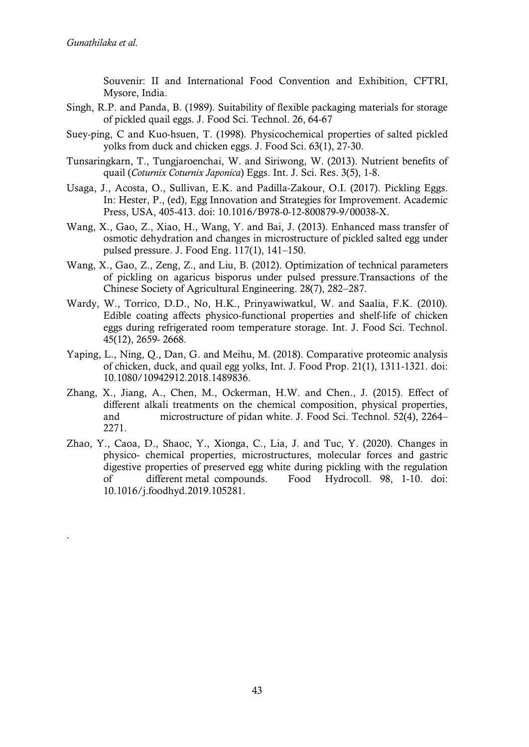Souvenir: II and International Food Convention and Exhibition, CFTRI, Mysore, India.

Singh, R.P. and Panda, B. (1989). Suitability of flexible packaging materials for storage of pickled quail eggs. J. Food Sci. Technol. 26, 64-67

Suey-ping, C and Kuo-hsuen, T. (1998). Physicochemical properties of salted pickled yolks from duck and chicken eggs. J. Food Sci. 63(1), 27-30.

Tunsaringkarn, T., Tungjaroenchai, W. and Siriwong, W. (2013). Nutrient benefits of quail (*Coturnix Coturnix Japonica*) Eggs. Int. J. Sci. Res. 3(5), 1-8.

Usaga, J., Acosta, O., Sullivan, E.K. and Padilla-Zakour, O.I. (2017). Pickling Eggs. In: Hester, P., (ed), Egg Innovation and Strategies for Improvement. Academic Press, USA, 405-413. doi: 10.1016/B978-0-12-800879-9/00038-X.

Wang, X., Gao, Z., Xiao, H., Wang, Y. and Bai, J. (2013). Enhanced mass transfer of osmotic dehydration and changes in microstructure of pickled salted egg under pulsed pressure. J. Food Eng. 117(1), 141–150.

Wang, X., Gao, Z., Zeng, Z., and Liu, B. (2012). Optimization of technical parameters of pickling on agaricus bisporus under pulsed pressure.Transactions of the Chinese Society of Agricultural Engineering. 28(7), 282–287.

Wardy, W., Torrico, D.D., No, H.K., Prinyawiwatkul, W. and Saalia, F.K. (2010). Edible coating affects physico-functional properties and shelf-life of chicken eggs during refrigerated room temperature storage. Int. J. Food Sci. Technol. 45(12), 2659- 2668.

Yaping, L., Ning, Q., Dan, G. and Meihu, M. (2018). Comparative proteomic analysis of chicken, duck, and quail egg yolks, Int. J. Food Prop. 21(1), 1311-1321. doi: 10.1080/10942912.2018.1489836.

Zhang, X., Jiang, A., Chen, M., Ockerman, H.W. and Chen., J. (2015). Effect of different alkali treatments on the chemical composition, physical properties, and microstructure of pidan white. J. Food Sci. Technol. 52(4), 2264–2271.

Zhao, Y., Caoa, D., Shaoc, Y., Xionga, C., Lia, J. and Tuc, Y. (2020). Changes in physico- chemical properties, microstructures, molecular forces and gastric digestive properties of preserved egg white during pickling with the regulation of different metal compounds. Food Hydrocoll. 98, 1-10. doi: 10.1016/j.foodhyd.2019.105281.